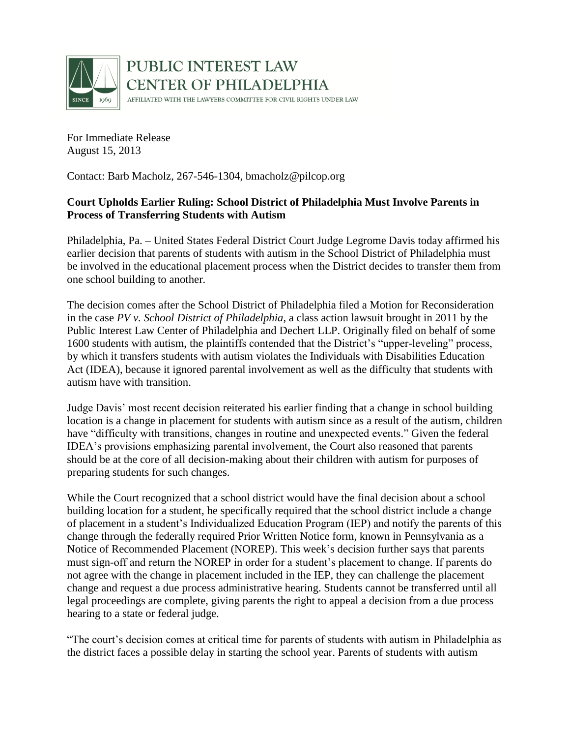PUBLIC INTEREST LAW CENTER OF PHILADELPHIA

AFFILIATED WITH THE LAWYERS COMMITTEE FOR CIVIL RIGHTS UNDER LAW

SINCE 1969

For Immediate Release
August 15, 2013

Contact: Barb Macholz, 267-546-1304, bmacholz@pilcop.org

**Court Upholds Earlier Ruling: School District of Philadelphia Must Involve Parents in Process of Transferring Students with Autism**

Philadelphia, Pa. – United States Federal District Court Judge Legrome Davis today affirmed his earlier decision that parents of students with autism in the School District of Philadelphia must be involved in the educational placement process when the District decides to transfer them from one school building to another.

The decision comes after the School District of Philadelphia filed a Motion for Reconsideration in the case *PV v. School District of Philadelphia*, a class action lawsuit brought in 2011 by the Public Interest Law Center of Philadelphia and Dechert LLP. Originally filed on behalf of some 1600 students with autism, the plaintiffs contended that the District's "upper-leveling" process, by which it transfers students with autism violates the Individuals with Disabilities Education Act (IDEA), because it ignored parental involvement as well as the difficulty that students with autism have with transition.

Judge Davis' most recent decision reiterated his earlier finding that a change in school building location is a change in placement for students with autism since as a result of the autism, children have "difficulty with transitions, changes in routine and unexpected events." Given the federal IDEA's provisions emphasizing parental involvement, the Court also reasoned that parents should be at the core of all decision-making about their children with autism for purposes of preparing students for such changes.

While the Court recognized that a school district would have the final decision about a school building location for a student, he specifically required that the school district include a change of placement in a student's Individualized Education Program (IEP) and notify the parents of this change through the federally required Prior Written Notice form, known in Pennsylvania as a Notice of Recommended Placement (NOREP). This week's decision further says that parents must sign-off and return the NOREP in order for a student's placement to change. If parents do not agree with the change in placement included in the IEP, they can challenge the placement change and request a due process administrative hearing. Students cannot be transferred until all legal proceedings are complete, giving parents the right to appeal a decision from a due process hearing to a state or federal judge.

"The court's decision comes at critical time for parents of students with autism in Philadelphia as the district faces a possible delay in starting the school year. Parents of students with autism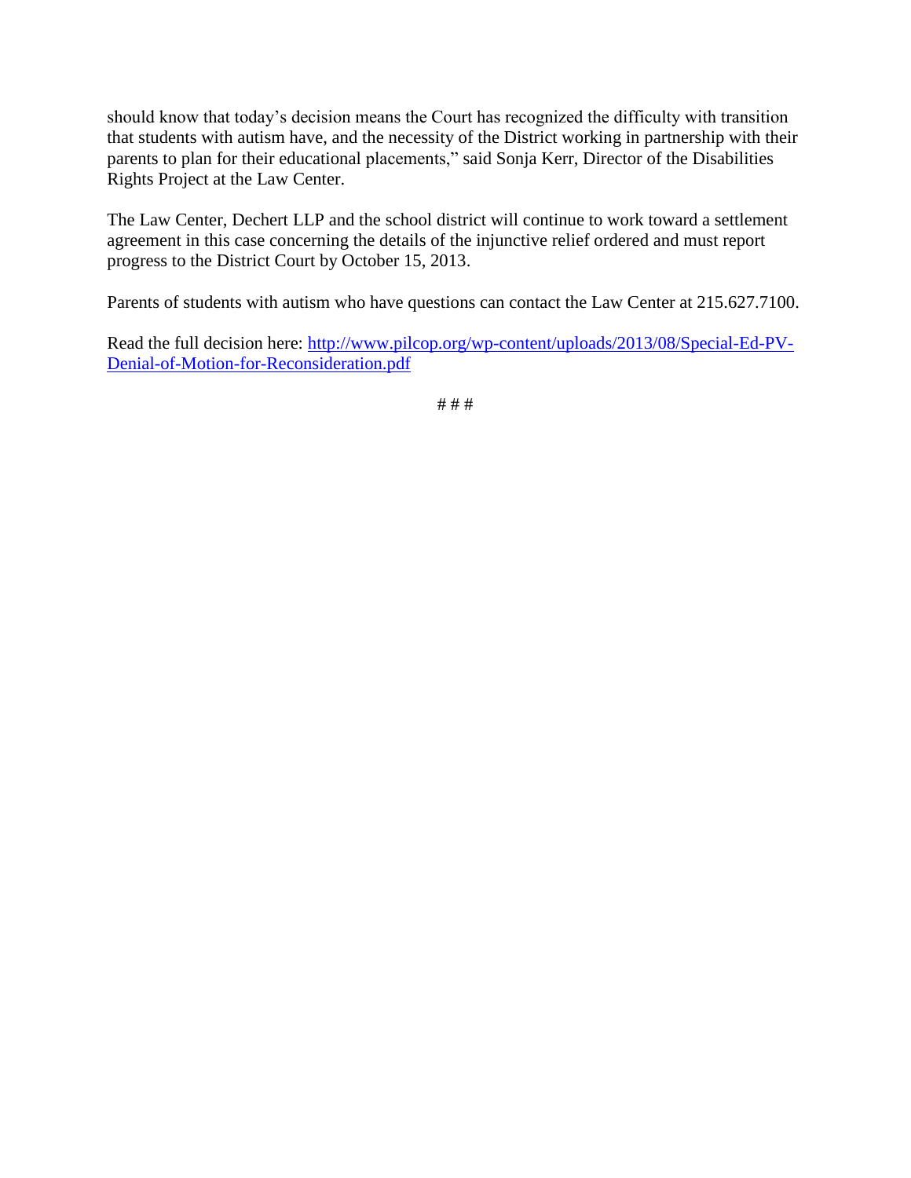should know that today's decision means the Court has recognized the difficulty with transition that students with autism have, and the necessity of the District working in partnership with their parents to plan for their educational placements," said Sonja Kerr, Director of the Disabilities Rights Project at the Law Center.

The Law Center, Dechert LLP and the school district will continue to work toward a settlement agreement in this case concerning the details of the injunctive relief ordered and must report progress to the District Court by October 15, 2013.

Parents of students with autism who have questions can contact the Law Center at 215.627.7100.

Read the full decision here: [http://www.pilcop.org/wp-content/uploads/2013/08/Special-Ed-PV-Denial-of-Motion-for-Reconsideration.pdf](http://www.pilcop.org/wp-content/uploads/2013/08/Special-Ed-PV-Denial-of-Motion-for-Reconsideration.pdf)

# # #